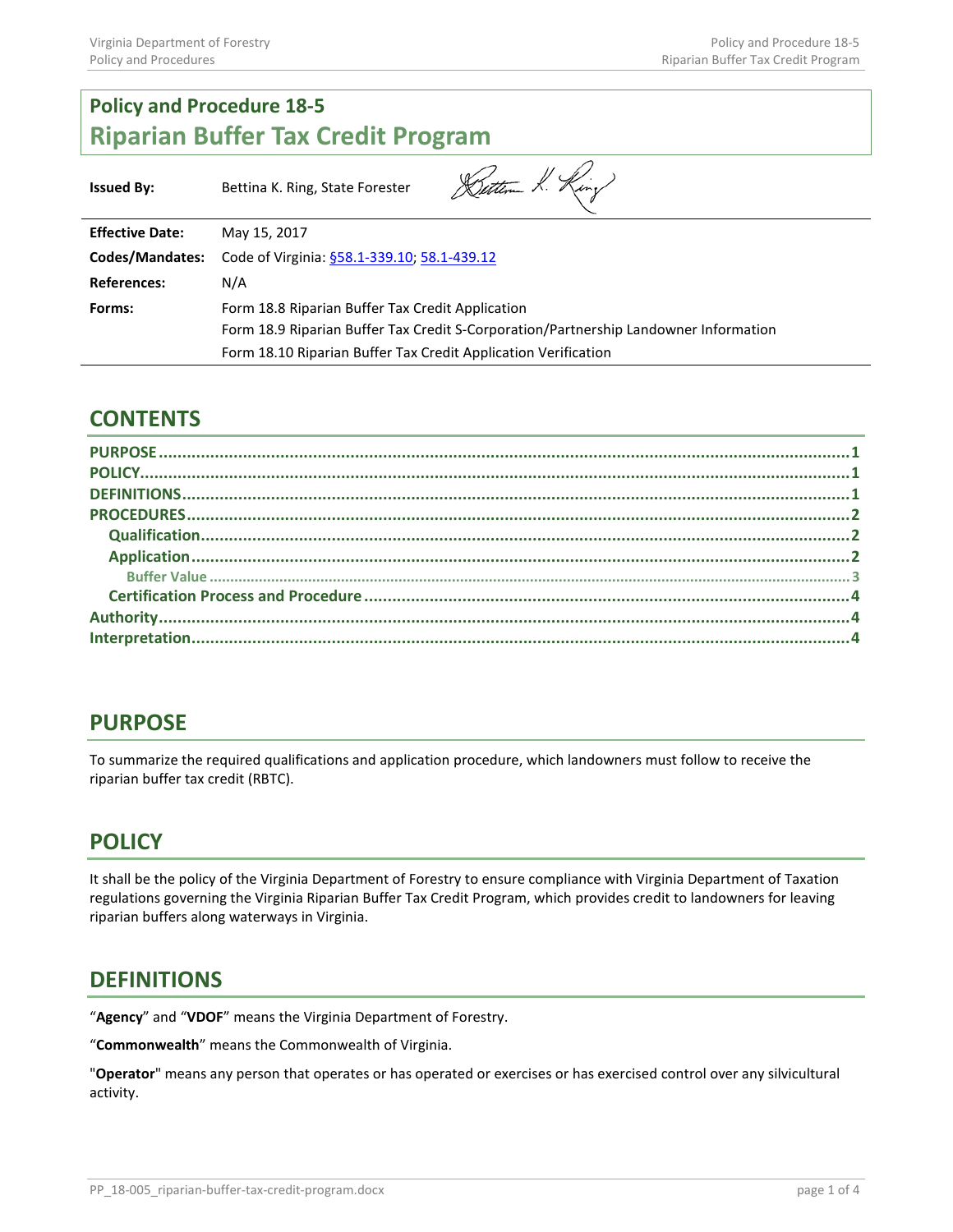# Policy and Procedure 18-5

# Riparian Buffer Tax Credit Program

| | |
|---|---|
| **Issued By:** | Bettina K. Ring, State Forester |
| **Effective Date:** | May 15, 2017 |
| **Codes/Mandates:** | Code of Virginia: §58.1-339.10; 58.1-439.12 |
| **References:** | N/A |
| **Forms:** | Form 18.8 Riparian Buffer Tax Credit Application<br>Form 18.9 Riparian Buffer Tax Credit S-Corporation/Partnership Landowner Information<br>Form 18.10 Riparian Buffer Tax Credit Application Verification |

## CONTENTS

- PURPOSE ..... 1
- POLICY ..... 1
- DEFINITIONS ..... 1
- PROCEDURES ..... 2
  - Qualification ..... 2
  - Application ..... 2
    - Buffer Value ..... 3
  - Certification Process and Procedure ..... 4
- Authority ..... 4
- Interpretation ..... 4

## PURPOSE

To summarize the required qualifications and application procedure, which landowners must follow to receive the riparian buffer tax credit (RBTC).

## POLICY

It shall be the policy of the Virginia Department of Forestry to ensure compliance with Virginia Department of Taxation regulations governing the Virginia Riparian Buffer Tax Credit Program, which provides credit to landowners for leaving riparian buffers along waterways in Virginia.

## DEFINITIONS

"**Agency**" and "**VDOF**" means the Virginia Department of Forestry.

"**Commonwealth**" means the Commonwealth of Virginia.

"**Operator**" means any person that operates or has operated or exercises or has exercised control over any silvicultural activity.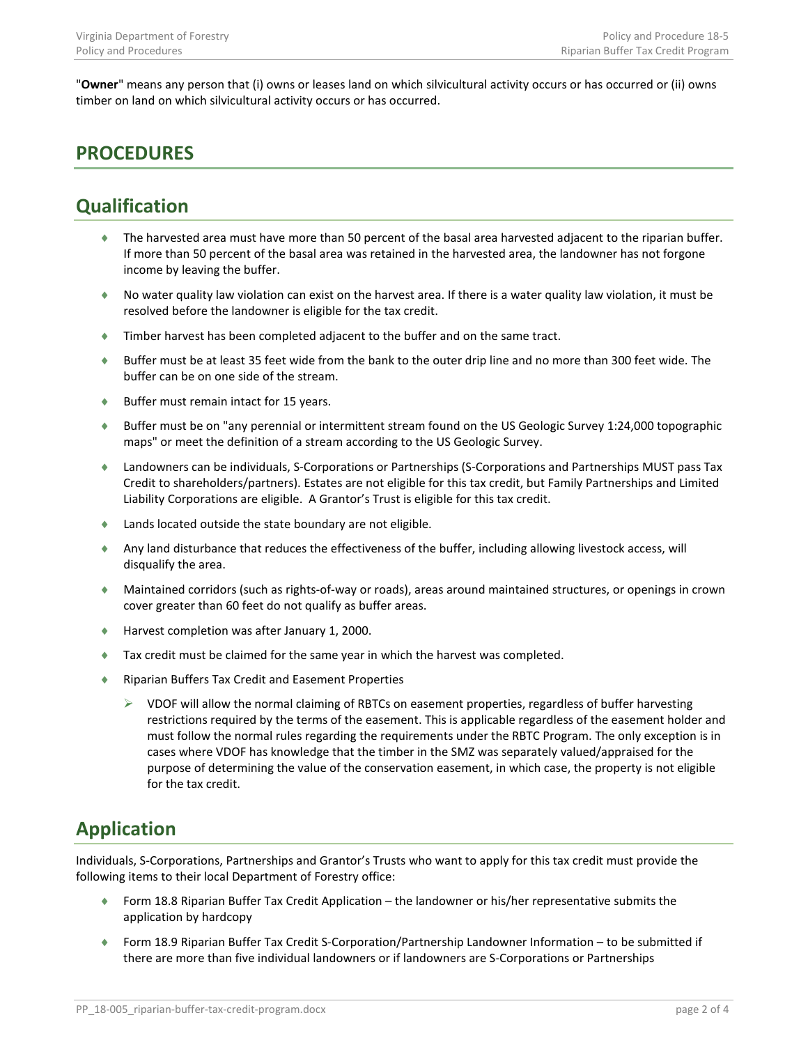"**Owner**" means any person that (i) owns or leases land on which silvicultural activity occurs or has occurred or (ii) owns timber on land on which silvicultural activity occurs or has occurred.

# PROCEDURES

## Qualification

- The harvested area must have more than 50 percent of the basal area harvested adjacent to the riparian buffer. If more than 50 percent of the basal area was retained in the harvested area, the landowner has not forgone income by leaving the buffer.
- No water quality law violation can exist on the harvest area. If there is a water quality law violation, it must be resolved before the landowner is eligible for the tax credit.
- Timber harvest has been completed adjacent to the buffer and on the same tract.
- Buffer must be at least 35 feet wide from the bank to the outer drip line and no more than 300 feet wide. The buffer can be on one side of the stream.
- Buffer must remain intact for 15 years.
- Buffer must be on "any perennial or intermittent stream found on the US Geologic Survey 1:24,000 topographic maps" or meet the definition of a stream according to the US Geologic Survey.
- Landowners can be individuals, S-Corporations or Partnerships (S-Corporations and Partnerships MUST pass Tax Credit to shareholders/partners). Estates are not eligible for this tax credit, but Family Partnerships and Limited Liability Corporations are eligible. A Grantor's Trust is eligible for this tax credit.
- Lands located outside the state boundary are not eligible.
- Any land disturbance that reduces the effectiveness of the buffer, including allowing livestock access, will disqualify the area.
- Maintained corridors (such as rights-of-way or roads), areas around maintained structures, or openings in crown cover greater than 60 feet do not qualify as buffer areas.
- Harvest completion was after January 1, 2000.
- Tax credit must be claimed for the same year in which the harvest was completed.
- Riparian Buffers Tax Credit and Easement Properties
  - VDOF will allow the normal claiming of RBTCs on easement properties, regardless of buffer harvesting restrictions required by the terms of the easement. This is applicable regardless of the easement holder and must follow the normal rules regarding the requirements under the RBTC Program. The only exception is in cases where VDOF has knowledge that the timber in the SMZ was separately valued/appraised for the purpose of determining the value of the conservation easement, in which case, the property is not eligible for the tax credit.

## Application

Individuals, S-Corporations, Partnerships and Grantor's Trusts who want to apply for this tax credit must provide the following items to their local Department of Forestry office:

- Form 18.8 Riparian Buffer Tax Credit Application – the landowner or his/her representative submits the application by hardcopy
- Form 18.9 Riparian Buffer Tax Credit S-Corporation/Partnership Landowner Information – to be submitted if there are more than five individual landowners or if landowners are S-Corporations or Partnerships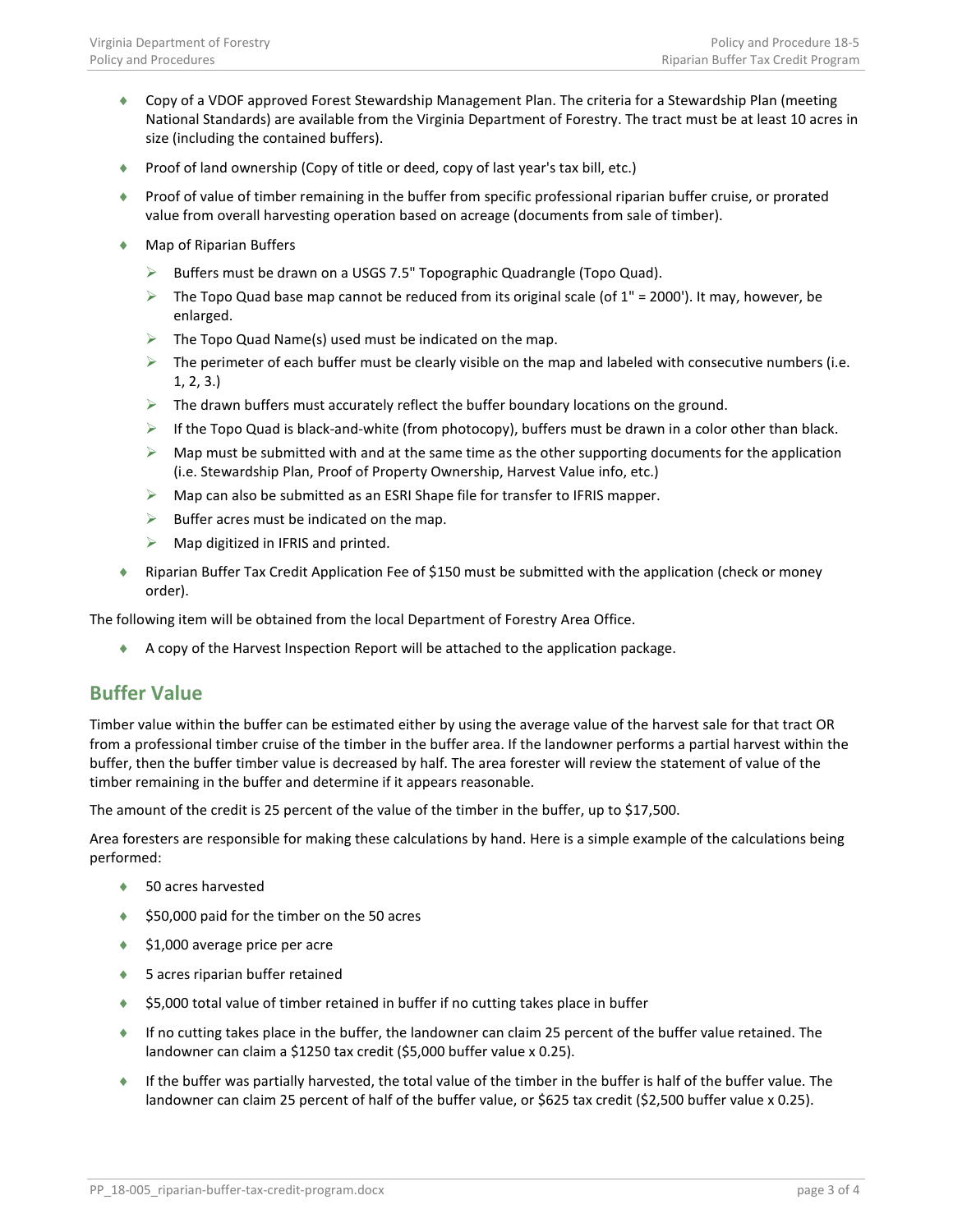- Copy of a VDOF approved Forest Stewardship Management Plan. The criteria for a Stewardship Plan (meeting National Standards) are available from the Virginia Department of Forestry. The tract must be at least 10 acres in size (including the contained buffers).
- Proof of land ownership (Copy of title or deed, copy of last year's tax bill, etc.)
- Proof of value of timber remaining in the buffer from specific professional riparian buffer cruise, or prorated value from overall harvesting operation based on acreage (documents from sale of timber).
- Map of Riparian Buffers
  - Buffers must be drawn on a USGS 7.5" Topographic Quadrangle (Topo Quad).
  - The Topo Quad base map cannot be reduced from its original scale (of 1" = 2000'). It may, however, be enlarged.
  - The Topo Quad Name(s) used must be indicated on the map.
  - The perimeter of each buffer must be clearly visible on the map and labeled with consecutive numbers (i.e. 1, 2, 3.)
  - The drawn buffers must accurately reflect the buffer boundary locations on the ground.
  - If the Topo Quad is black-and-white (from photocopy), buffers must be drawn in a color other than black.
  - Map must be submitted with and at the same time as the other supporting documents for the application (i.e. Stewardship Plan, Proof of Property Ownership, Harvest Value info, etc.)
  - Map can also be submitted as an ESRI Shape file for transfer to IFRIS mapper.
  - Buffer acres must be indicated on the map.
  - Map digitized in IFRIS and printed.
- Riparian Buffer Tax Credit Application Fee of $150 must be submitted with the application (check or money order).

The following item will be obtained from the local Department of Forestry Area Office.

- A copy of the Harvest Inspection Report will be attached to the application package.

## Buffer Value

Timber value within the buffer can be estimated either by using the average value of the harvest sale for that tract OR from a professional timber cruise of the timber in the buffer area. If the landowner performs a partial harvest within the buffer, then the buffer timber value is decreased by half. The area forester will review the statement of value of the timber remaining in the buffer and determine if it appears reasonable.

The amount of the credit is 25 percent of the value of the timber in the buffer, up to $17,500.

Area foresters are responsible for making these calculations by hand. Here is a simple example of the calculations being performed:

- 50 acres harvested
- $50,000 paid for the timber on the 50 acres
- $1,000 average price per acre
- 5 acres riparian buffer retained
- $5,000 total value of timber retained in buffer if no cutting takes place in buffer
- If no cutting takes place in the buffer, the landowner can claim 25 percent of the buffer value retained. The landowner can claim a $1250 tax credit ($5,000 buffer value x 0.25).
- If the buffer was partially harvested, the total value of the timber in the buffer is half of the buffer value. The landowner can claim 25 percent of half of the buffer value, or $625 tax credit ($2,500 buffer value x 0.25).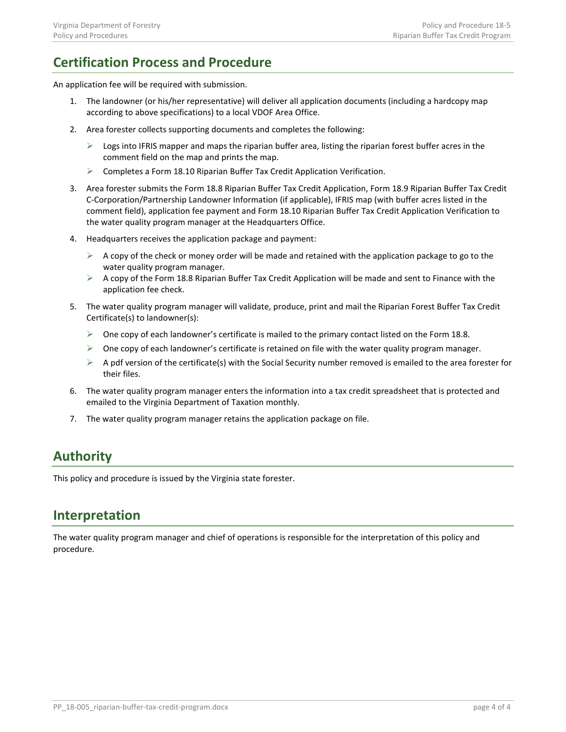## Certification Process and Procedure

An application fee will be required with submission.

1. The landowner (or his/her representative) will deliver all application documents (including a hardcopy map according to above specifications) to a local VDOF Area Office.
2. Area forester collects supporting documents and completes the following:
   - Logs into IFRIS mapper and maps the riparian buffer area, listing the riparian forest buffer acres in the comment field on the map and prints the map.
   - Completes a Form 18.10 Riparian Buffer Tax Credit Application Verification.
3. Area forester submits the Form 18.8 Riparian Buffer Tax Credit Application, Form 18.9 Riparian Buffer Tax Credit C-Corporation/Partnership Landowner Information (if applicable), IFRIS map (with buffer acres listed in the comment field), application fee payment and Form 18.10 Riparian Buffer Tax Credit Application Verification to the water quality program manager at the Headquarters Office.
4. Headquarters receives the application package and payment:
   - A copy of the check or money order will be made and retained with the application package to go to the water quality program manager.
   - A copy of the Form 18.8 Riparian Buffer Tax Credit Application will be made and sent to Finance with the application fee check.
5. The water quality program manager will validate, produce, print and mail the Riparian Forest Buffer Tax Credit Certificate(s) to landowner(s):
   - One copy of each landowner's certificate is mailed to the primary contact listed on the Form 18.8.
   - One copy of each landowner's certificate is retained on file with the water quality program manager.
   - A pdf version of the certificate(s) with the Social Security number removed is emailed to the area forester for their files.
6. The water quality program manager enters the information into a tax credit spreadsheet that is protected and emailed to the Virginia Department of Taxation monthly.
7. The water quality program manager retains the application package on file.

## Authority

This policy and procedure is issued by the Virginia state forester.

## Interpretation

The water quality program manager and chief of operations is responsible for the interpretation of this policy and procedure.